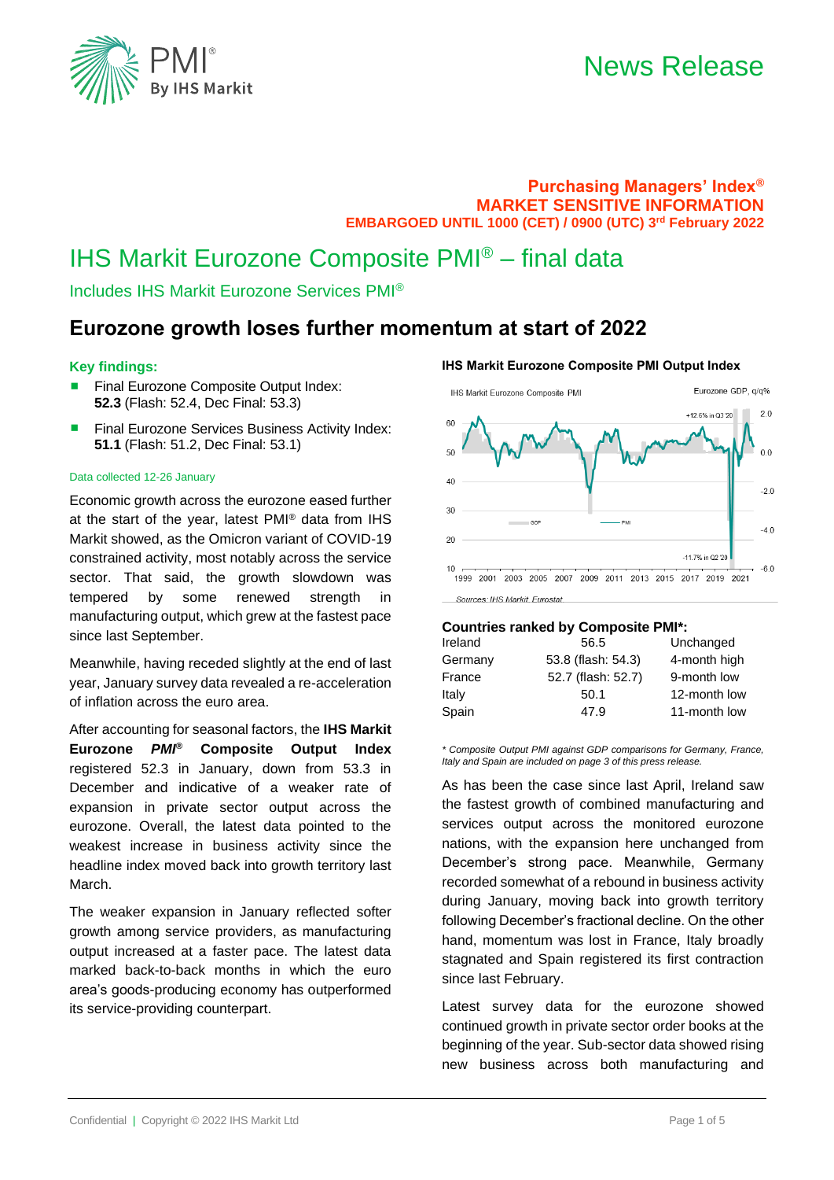# News Release

**Purchasing Managers' Index®**
**MARKET SENSITIVE INFORMATION**
**EMBARGOED UNTIL 1000 (CET) / 0900 (UTC) 3rd February 2022**

# IHS Markit Eurozone Composite PMI® – final data

Includes IHS Markit Eurozone Services PMI®

## Eurozone growth loses further momentum at start of 2022

### Key findings:

- Final Eurozone Composite Output Index: **52.3** (Flash: 52.4, Dec Final: 53.3)
- Final Eurozone Services Business Activity Index: **51.1** (Flash: 51.2, Dec Final: 53.1)

Data collected 12-26 January

Economic growth across the eurozone eased further at the start of the year, latest PMI® data from IHS Markit showed, as the Omicron variant of COVID-19 constrained activity, most notably across the service sector. That said, the growth slowdown was tempered by some renewed strength in manufacturing output, which grew at the fastest pace since last September.

Meanwhile, having receded slightly at the end of last year, January survey data revealed a re-acceleration of inflation across the euro area.

After accounting for seasonal factors, the **IHS Markit Eurozone *PMI®* Composite Output Index** registered 52.3 in January, down from 53.3 in December and indicative of a weaker rate of expansion in private sector output across the eurozone. Overall, the latest data pointed to the weakest increase in business activity since the headline index moved back into growth territory last March.

The weaker expansion in January reflected softer growth among service providers, as manufacturing output increased at a faster pace. The latest data marked back-to-back months in which the euro area's goods-producing economy has outperformed its service-providing counterpart.

**IHS Markit Eurozone Composite PMI Output Index**

Sources: IHS Markit, Eurostat.

**Countries ranked by Composite PMI*:**

| Country | Composite PMI | |
|---|---|---|
| Ireland | 56.5 | Unchanged |
| Germany | 53.8 (flash: 54.3) | 4-month high |
| France | 52.7 (flash: 52.7) | 9-month low |
| Italy | 50.1 | 12-month low |
| Spain | 47.9 | 11-month low |

*\* Composite Output PMI against GDP comparisons for Germany, France, Italy and Spain are included on page 3 of this press release.*

As has been the case since last April, Ireland saw the fastest growth of combined manufacturing and services output across the monitored eurozone nations, with the expansion here unchanged from December's strong pace. Meanwhile, Germany recorded somewhat of a rebound in business activity during January, moving back into growth territory following December's fractional decline. On the other hand, momentum was lost in France, Italy broadly stagnated and Spain registered its first contraction since last February.

Latest survey data for the eurozone showed continued growth in private sector order books at the beginning of the year. Sub-sector data showed rising new business across both manufacturing and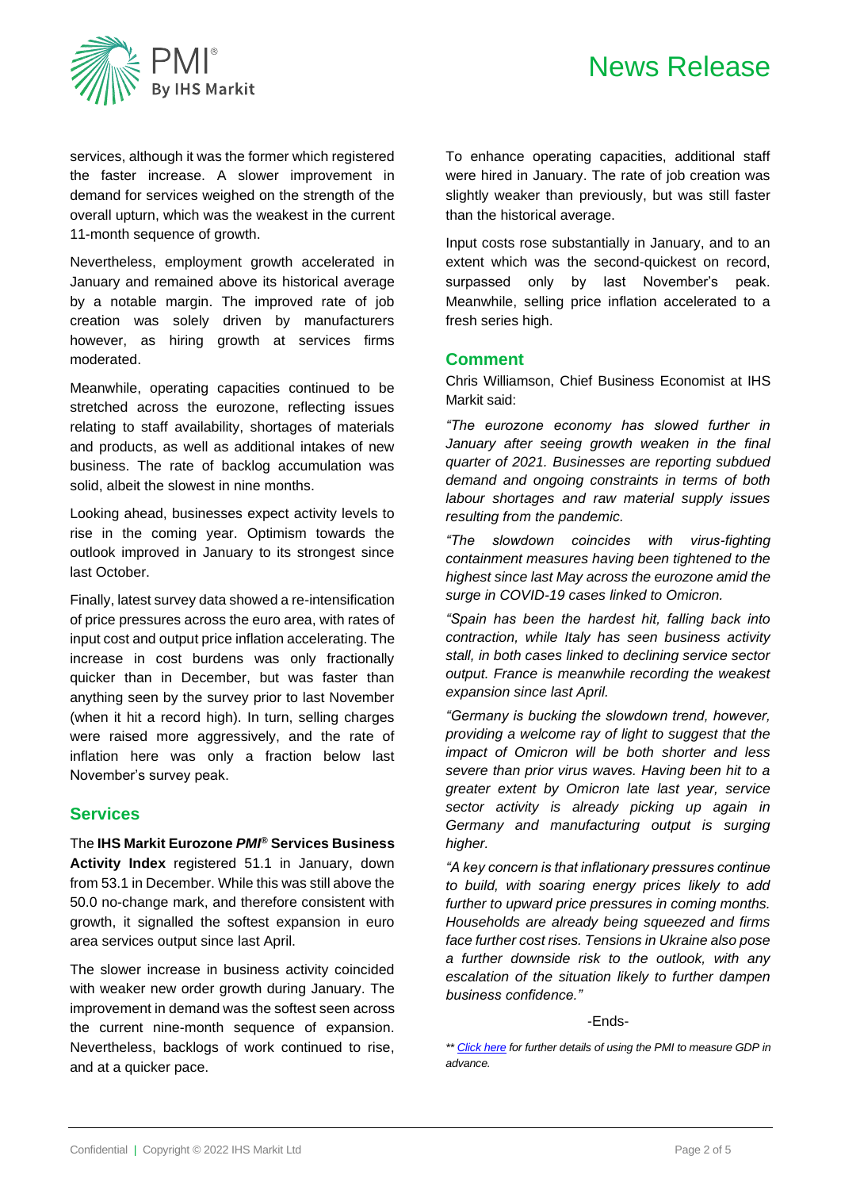services, although it was the former which registered the faster increase. A slower improvement in demand for services weighed on the strength of the overall upturn, which was the weakest in the current 11-month sequence of growth.

Nevertheless, employment growth accelerated in January and remained above its historical average by a notable margin. The improved rate of job creation was solely driven by manufacturers however, as hiring growth at services firms moderated.

Meanwhile, operating capacities continued to be stretched across the eurozone, reflecting issues relating to staff availability, shortages of materials and products, as well as additional intakes of new business. The rate of backlog accumulation was solid, albeit the slowest in nine months.

Looking ahead, businesses expect activity levels to rise in the coming year. Optimism towards the outlook improved in January to its strongest since last October.

Finally, latest survey data showed a re-intensification of price pressures across the euro area, with rates of input cost and output price inflation accelerating. The increase in cost burdens was only fractionally quicker than in December, but was faster than anything seen by the survey prior to last November (when it hit a record high). In turn, selling charges were raised more aggressively, and the rate of inflation here was only a fraction below last November's survey peak.

## Services

The **IHS Markit Eurozone *PMI*® Services Business Activity Index** registered 51.1 in January, down from 53.1 in December. While this was still above the 50.0 no-change mark, and therefore consistent with growth, it signalled the softest expansion in euro area services output since last April.

The slower increase in business activity coincided with weaker new order growth during January. The improvement in demand was the softest seen across the current nine-month sequence of expansion. Nevertheless, backlogs of work continued to rise, and at a quicker pace.

To enhance operating capacities, additional staff were hired in January. The rate of job creation was slightly weaker than previously, but was still faster than the historical average.

Input costs rose substantially in January, and to an extent which was the second-quickest on record, surpassed only by last November's peak. Meanwhile, selling price inflation accelerated to a fresh series high.

## Comment

Chris Williamson, Chief Business Economist at IHS Markit said:

*"The eurozone economy has slowed further in January after seeing growth weaken in the final quarter of 2021. Businesses are reporting subdued demand and ongoing constraints in terms of both labour shortages and raw material supply issues resulting from the pandemic.*

*"The slowdown coincides with virus-fighting containment measures having been tightened to the highest since last May across the eurozone amid the surge in COVID-19 cases linked to Omicron.*

*"Spain has been the hardest hit, falling back into contraction, while Italy has seen business activity stall, in both cases linked to declining service sector output. France is meanwhile recording the weakest expansion since last April.*

*"Germany is bucking the slowdown trend, however, providing a welcome ray of light to suggest that the impact of Omicron will be both shorter and less severe than prior virus waves. Having been hit to a greater extent by Omicron late last year, service sector activity is already picking up again in Germany and manufacturing output is surging higher.*

*"A key concern is that inflationary pressures continue to build, with soaring energy prices likely to add further to upward price pressures in coming months. Households are already being squeezed and firms face further cost rises. Tensions in Ukraine also pose a further downside risk to the outlook, with any escalation of the situation likely to further dampen business confidence."*

-Ends-

*** [Click here](#) for further details of using the PMI to measure GDP in advance.*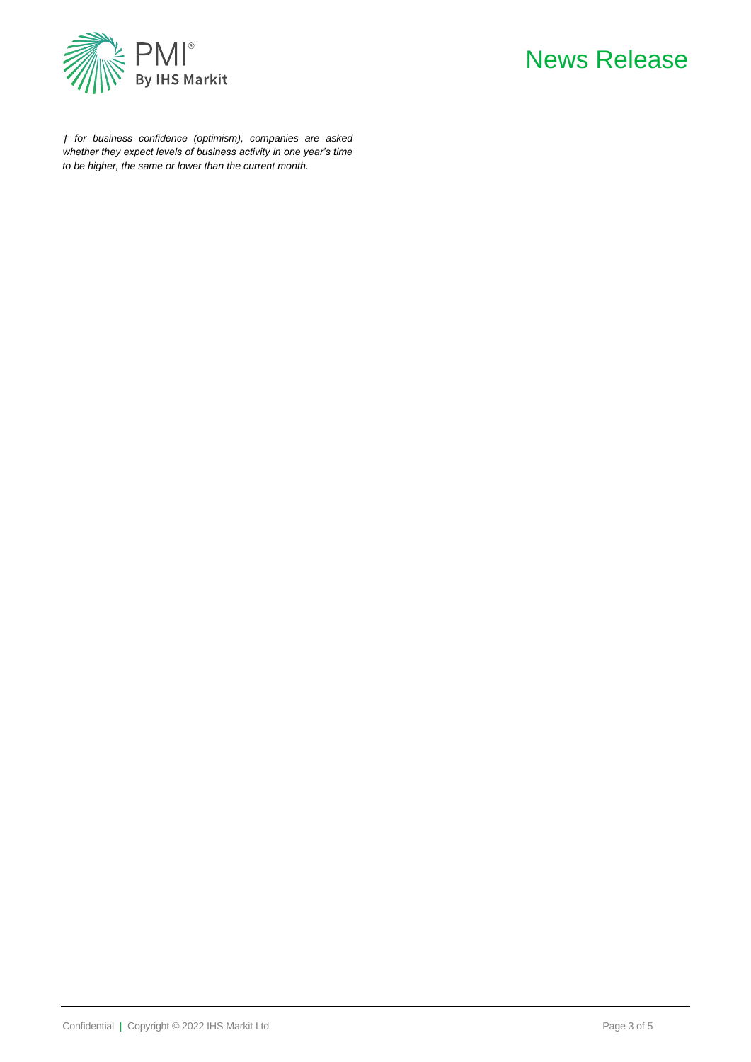*† for business confidence (optimism), companies are asked whether they expect levels of business activity in one year's time to be higher, the same or lower than the current month.*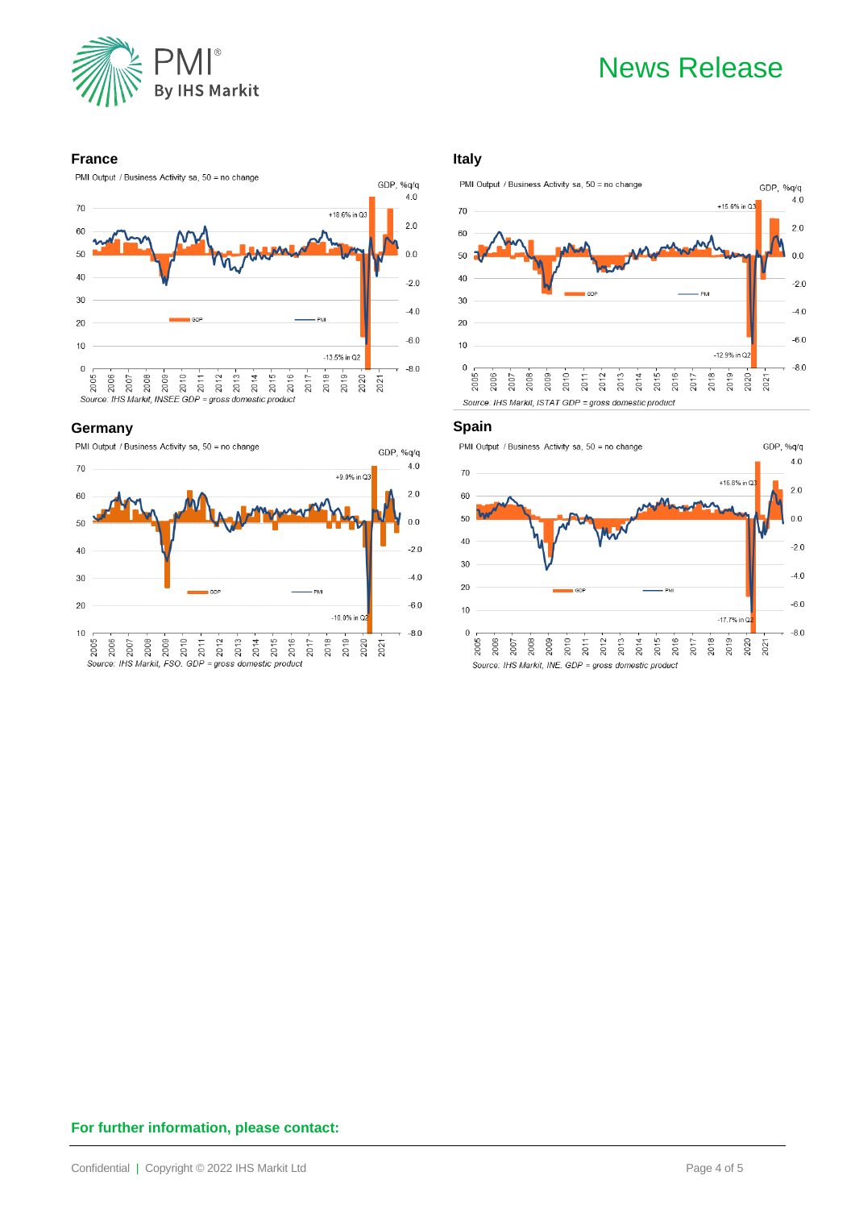## France

PMI Output / Business Activity sa, 50 = no change

GDP, %q/q

+18.6% in Q3

-13.5% in Q2

GDP — PMI

Source: IHS Markit, INSEE GDP = gross domestic product

## Italy

PMI Output / Business Activity sa, 50 = no change

GDP, %q/q

+15.6% in Q3

-12.9% in Q2

GDP — PMI

Source: IHS Markit, ISTAT GDP = gross domestic product

## Germany

PMI Output / Business Activity sa, 50 = no change

GDP, %q/q

+9.0% in Q3

-10.0% in Q2

GDP — PMI

Source: IHS Markit, FSO. GDP = gross domestic product

## Spain

PMI Output / Business Activity sa, 50 = no change

GDP, %q/q

+16.8% in Q3

-17.7% in Q2

GDP — PMI

Source: IHS Markit, INE. GDP = gross domestic product

**For further information, please contact:**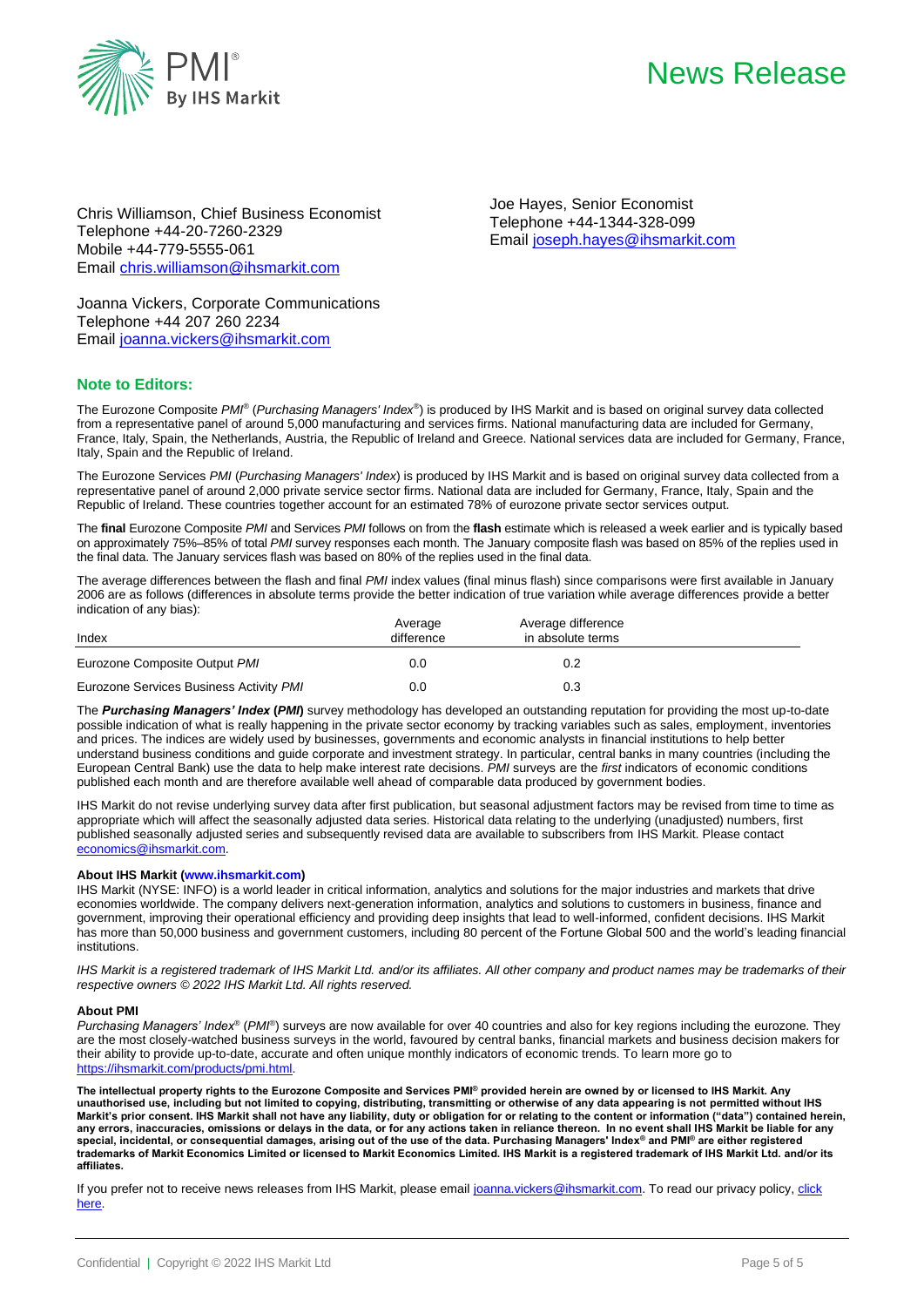# News Release

Chris Williamson, Chief Business Economist
Telephone +44-20-7260-2329
Mobile +44-779-5555-061
Email chris.williamson@ihsmarkit.com

Joe Hayes, Senior Economist
Telephone +44-1344-328-099
Email joseph.hayes@ihsmarkit.com

Joanna Vickers, Corporate Communications
Telephone +44 207 260 2234
Email joanna.vickers@ihsmarkit.com

## Note to Editors:

The Eurozone Composite *PMI*® (*Purchasing Managers' Index*®) is produced by IHS Markit and is based on original survey data collected from a representative panel of around 5,000 manufacturing and services firms. National manufacturing data are included for Germany, France, Italy, Spain, the Netherlands, Austria, the Republic of Ireland and Greece. National services data are included for Germany, France, Italy, Spain and the Republic of Ireland.

The Eurozone Services *PMI* (*Purchasing Managers' Index*) is produced by IHS Markit and is based on original survey data collected from a representative panel of around 2,000 private service sector firms. National data are included for Germany, France, Italy, Spain and the Republic of Ireland. These countries together account for an estimated 78% of eurozone private sector services output.

The **final** Eurozone Composite *PMI* and Services *PMI* follows on from the **flash** estimate which is released a week earlier and is typically based on approximately 75%–85% of total *PMI* survey responses each month. The January composite flash was based on 85% of the replies used in the final data. The January services flash was based on 80% of the replies used in the final data.

The average differences between the flash and final *PMI* index values (final minus flash) since comparisons were first available in January 2006 are as follows (differences in absolute terms provide the better indication of true variation while average differences provide a better indication of any bias):

| Index | Average difference | Average difference in absolute terms |
|---|---|---|
| Eurozone Composite Output *PMI* | 0.0 | 0.2 |
| Eurozone Services Business Activity *PMI* | 0.0 | 0.3 |

The ***Purchasing Managers' Index* (*PMI*)** survey methodology has developed an outstanding reputation for providing the most up-to-date possible indication of what is really happening in the private sector economy by tracking variables such as sales, employment, inventories and prices. The indices are widely used by businesses, governments and economic analysts in financial institutions to help better understand business conditions and guide corporate and investment strategy. In particular, central banks in many countries (including the European Central Bank) use the data to help make interest rate decisions. *PMI* surveys are the *first* indicators of economic conditions published each month and are therefore available well ahead of comparable data produced by government bodies.

IHS Markit do not revise underlying survey data after first publication, but seasonal adjustment factors may be revised from time to time as appropriate which will affect the seasonally adjusted data series. Historical data relating to the underlying (unadjusted) numbers, first published seasonally adjusted series and subsequently revised data are available to subscribers from IHS Markit. Please contact economics@ihsmarkit.com.

**About IHS Markit (www.ihsmarkit.com)**

IHS Markit (NYSE: INFO) is a world leader in critical information, analytics and solutions for the major industries and markets that drive economies worldwide. The company delivers next-generation information, analytics and solutions to customers in business, finance and government, improving their operational efficiency and providing deep insights that lead to well-informed, confident decisions. IHS Markit has more than 50,000 business and government customers, including 80 percent of the Fortune Global 500 and the world's leading financial institutions.

*IHS Markit is a registered trademark of IHS Markit Ltd. and/or its affiliates. All other company and product names may be trademarks of their respective owners © 2022 IHS Markit Ltd. All rights reserved.*

**About PMI**

*Purchasing Managers' Index*® (*PMI*®) surveys are now available for over 40 countries and also for key regions including the eurozone. They are the most closely-watched business surveys in the world, favoured by central banks, financial markets and business decision makers for their ability to provide up-to-date, accurate and often unique monthly indicators of economic trends. To learn more go to https://ihsmarkit.com/products/pmi.html.

**The intellectual property rights to the Eurozone Composite and Services PMI® provided herein are owned by or licensed to IHS Markit. Any unauthorised use, including but not limited to copying, distributing, transmitting or otherwise of any data appearing is not permitted without IHS Markit's prior consent. IHS Markit shall not have any liability, duty or obligation for or relating to the content or information ("data") contained herein, any errors, inaccuracies, omissions or delays in the data, or for any actions taken in reliance thereon. In no event shall IHS Markit be liable for any special, incidental, or consequential damages, arising out of the use of the data. Purchasing Managers' Index® and PMI® are either registered trademarks of Markit Economics Limited or licensed to Markit Economics Limited. IHS Markit is a registered trademark of IHS Markit Ltd. and/or its affiliates.**

If you prefer not to receive news releases from IHS Markit, please email joanna.vickers@ihsmarkit.com. To read our privacy policy, click here.